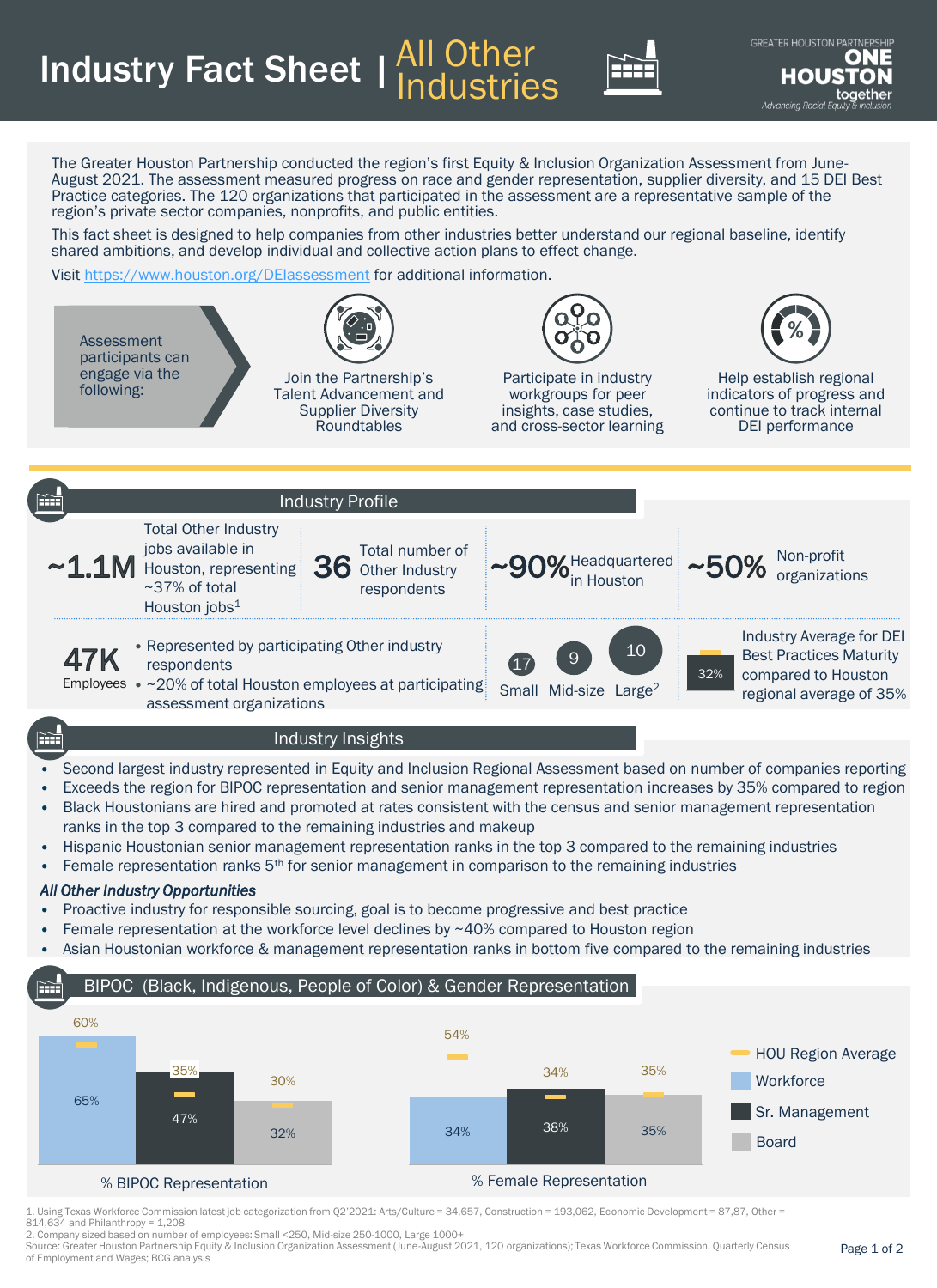# Industry Fact Sheet | All Other Industries

GREATER HOUSTON PARTNERSHIP ONE HOUSTON together — Advancing Racial Equity & Inclusion

The Greater Houston Partnership conducted the region's first Equity & Inclusion Organization Assessment from June-August 2021. The assessment measured progress on race and gender representation, supplier diversity, and 15 DEI Best Practice categories. The 120 organizations that participated in the assessment are a representative sample of the region's private sector companies, nonprofits, and public entities.

This fact sheet is designed to help companies from other industries better understand our regional baseline, identify shared ambitions, and develop individual and collective action plans to effect change.

Visit https://www.houston.org/DEIassessment for additional information.

Assessment participants can engage via the following:

- Join the Partnership's Talent Advancement and Supplier Diversity Roundtables
- Participate in industry workgroups for peer insights, case studies, and cross-sector learning
- Help establish regional indicators of progress and continue to track internal DEI performance

## Industry Profile

- **~1.1M** Total Other Industry jobs available in Houston, representing ~37% of total Houston jobs[1]
- **36** Total number of Other Industry respondents
- **~90%** Headquartered in Houston
- **~50%** Non-profit organizations
- **47K** Employees
  - Represented by participating Other industry respondents
  - ~20% of total Houston employees at participating assessment organizations
- **17** Small, **9** Mid-size, **10** Large[2]
- **32%** Industry Average for DEI Best Practices Maturity compared to Houston regional average of 35%

## Industry Insights

- Second largest industry represented in Equity and Inclusion Regional Assessment based on number of companies reporting
- Exceeds the region for BIPOC representation and senior management representation increases by 35% compared to region
- Black Houstonians are hired and promoted at rates consistent with the census and senior management representation ranks in the top 3 compared to the remaining industries and makeup
- Hispanic Houstonian senior management representation ranks in the top 3 compared to the remaining industries
- Female representation ranks 5th for senior management in comparison to the remaining industries

*All Other Industry Opportunities*

- Proactive industry for responsible sourcing, goal is to become progressive and best practice
- Female representation at the workforce level declines by ~40% compared to Houston region
- Asian Houstonian workforce & management representation ranks in bottom five compared to the remaining industries

## BIPOC (Black, Indigenous, People of Color) & Gender Representation

| | Workforce | Sr. Management | Board |
|---|---|---|---|
| % BIPOC Representation | 65% | 47% | 32% |
| HOU Region Average (BIPOC) | 60% | 35% | 30% |
| % Female Representation | 34% | 38% | 35% |
| HOU Region Average (Female) | 54% | 34% | 35% |

1. Using Texas Workforce Commission latest job categorization from Q2'2021: Arts/Culture = 34,657, Construction = 193,062, Economic Development = 87,87, Other = 814,634 and Philanthropy = 1,208
2. Company sized based on number of employees: Small <250, Mid-size 250-1000, Large 1000+

Source: Greater Houston Partnership Equity & Inclusion Organization Assessment (June-August 2021, 120 organizations); Texas Workforce Commission, Quarterly Census of Employment and Wages; BCG analysis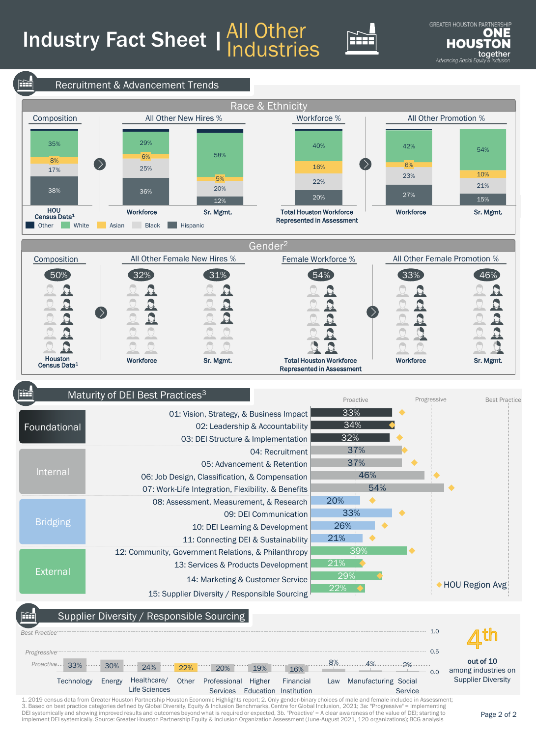# Industry Fact Sheet | All Other Industries

GREATER HOUSTON PARTNERSHIP
ONE HOUSTON together
Advancing Racial Equity & Inclusion

## Recruitment & Advancement Trends

### Race & Ethnicity

Composition | All Other New Hires % | Workforce % | All Other Promotion %

HOU Census Data[1]: 35%, 8%, 17%, 38%

Workforce: 29%, 6%, 25%, 36%

Sr. Mgmt.: 58%, 5%, 20%, 12%

Total Houston Workforce Represented in Assessment: 40%, 16%, 22%, 20%

Workforce: 42%, 6%, 23%, 27%

Sr. Mgmt.: 54%, 10%, 21%, 15%

Other, White, Asian, Black, Hispanic

### Gender[2]

Composition | All Other Female New Hires % | Female Workforce % | All Other Female Promotion %

Houston Census Data[1]: 50%

Workforce: 32%

Sr. Mgmt.: 31%

Total Houston Workforce Represented in Assessment: 54%

Workforce: 33%

Sr. Mgmt.: 46%

## Maturity of DEI Best Practices[3]

Proactive | Progressive | Best Practice

**Foundational**
- 01: Vision, Strategy, & Business Impact 33%
- 02: Leadership & Accountability 34%
- 03: DEI Structure & Implementation 32%

**Internal**
- 04: Recruitment 37%
- 05: Advancement & Retention 37%
- 06: Job Design, Classification, & Compensation 46%
- 07: Work-Life Integration, Flexibility, & Benefits 54%

**Bridging**
- 08: Assessment, Measurement, & Research 20%
- 09: DEI Communication 33%
- 10: DEI Learning & Development 26%
- 11: Connecting DEI & Sustainability 21%

**External**
- 12: Community, Government Relations, & Philanthropy 39%
- 13: Services & Products Development 21%
- 14: Marketing & Customer Service 29%
- 15: Supplier Diversity / Responsible Sourcing 22%

◆ HOU Region Avg

## Supplier Diversity / Responsible Sourcing

Best Practice 1.0
Progressive 0.5
Proactive 0.0

Technology 33%
Energy 30%
Healthcare/ Life Sciences 24%
Other 22%
Professional Services 20%
Higher Education 19%
Financial Institution 16%
Law 8%
Manufacturing 4%
Social Service 2%

**4th** out of 10 among industries on Supplier Diversity

1. 2019 census data from Greater Houston Partnership Houston Economic Highlights report; 2. Only gender-binary choices of male and female included in Assessment; 3. Based on best practice categories defined by Global Diversity, Equity & Inclusion Benchmarks, Centre for Global Inclusion, 2021; 3a: "Progressive" = Implementing DEI systemically and showing improved results and outcomes beyond what is required or expected, 3b. "Proactive" = A clear awareness of the value of DEI; starting to implement DEI systemically. Source: Greater Houston Partnership Equity & Inclusion Organization Assessment (June-August 2021, 120 organizations); BCG analysis